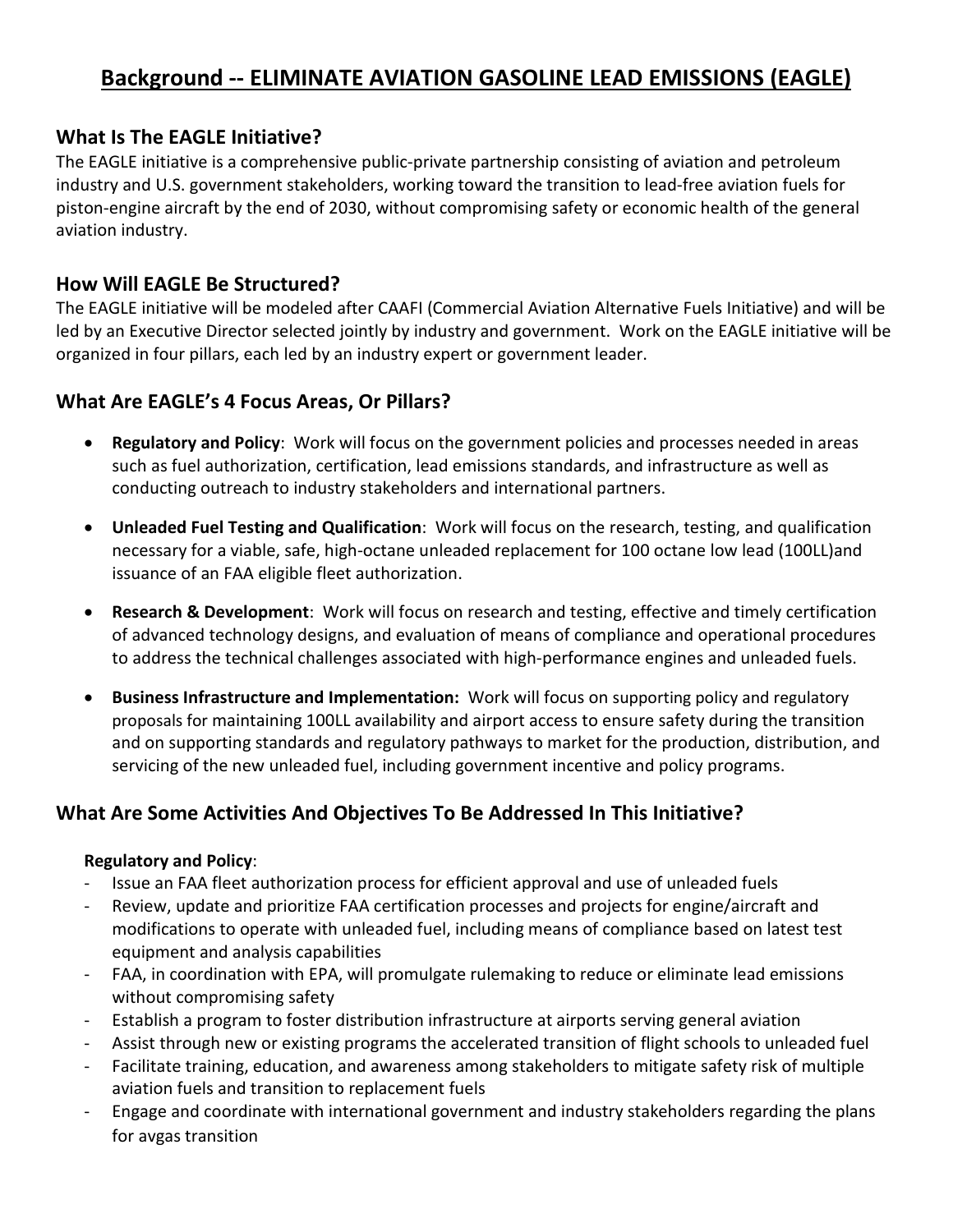# Background -- ELIMINATE AVIATION GASOLINE LEAD EMISSIONS (EAGLE)

## What Is The EAGLE Initiative?

The EAGLE initiative is a comprehensive public-private partnership consisting of aviation and petroleum industry and U.S. government stakeholders, working toward the transition to lead-free aviation fuels for piston-engine aircraft by the end of 2030, without compromising safety or economic health of the general aviation industry.

## How Will EAGLE Be Structured?

The EAGLE initiative will be modeled after CAAFI (Commercial Aviation Alternative Fuels Initiative) and will be led by an Executive Director selected jointly by industry and government. Work on the EAGLE initiative will be organized in four pillars, each led by an industry expert or government leader.

## What Are EAGLE's 4 Focus Areas, Or Pillars?

- **Regulatory and Policy**: Work will focus on the government policies and processes needed in areas such as fuel authorization, certification, lead emissions standards, and infrastructure as well as conducting outreach to industry stakeholders and international partners.
- **Unleaded Fuel Testing and Qualification**: Work will focus on the research, testing, and qualification necessary for a viable, safe, high-octane unleaded replacement for 100 octane low lead (100LL)and issuance of an FAA eligible fleet authorization.
- **Research & Development**: Work will focus on research and testing, effective and timely certification of advanced technology designs, and evaluation of means of compliance and operational procedures to address the technical challenges associated with high-performance engines and unleaded fuels.
- **Business Infrastructure and Implementation:** Work will focus on supporting policy and regulatory proposals for maintaining 100LL availability and airport access to ensure safety during the transition and on supporting standards and regulatory pathways to market for the production, distribution, and servicing of the new unleaded fuel, including government incentive and policy programs.

## What Are Some Activities And Objectives To Be Addressed In This Initiative?

**Regulatory and Policy**:

- Issue an FAA fleet authorization process for efficient approval and use of unleaded fuels
- Review, update and prioritize FAA certification processes and projects for engine/aircraft and modifications to operate with unleaded fuel, including means of compliance based on latest test equipment and analysis capabilities
- FAA, in coordination with EPA, will promulgate rulemaking to reduce or eliminate lead emissions without compromising safety
- Establish a program to foster distribution infrastructure at airports serving general aviation
- Assist through new or existing programs the accelerated transition of flight schools to unleaded fuel
- Facilitate training, education, and awareness among stakeholders to mitigate safety risk of multiple aviation fuels and transition to replacement fuels
- Engage and coordinate with international government and industry stakeholders regarding the plans for avgas transition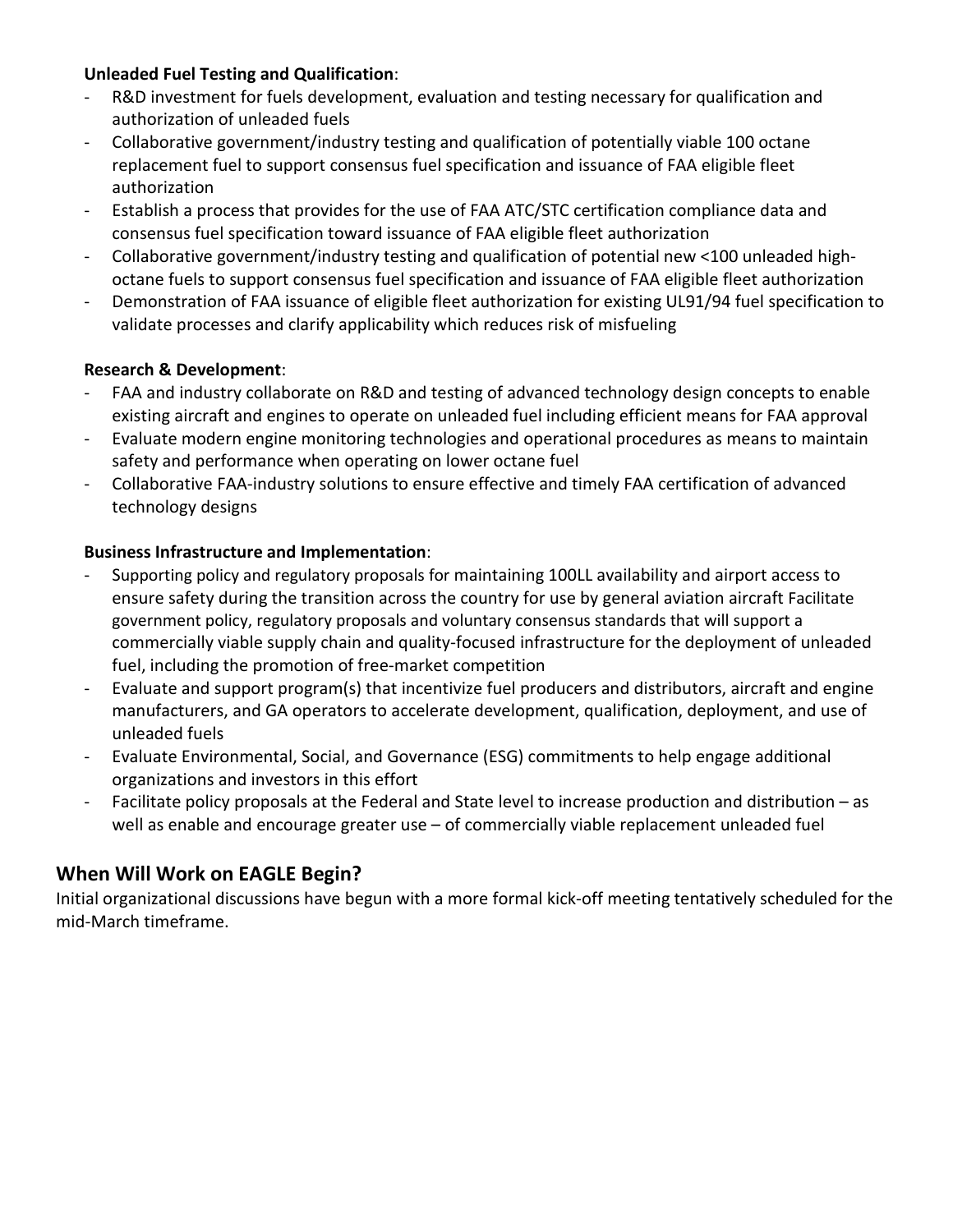**Unleaded Fuel Testing and Qualification**:

- R&D investment for fuels development, evaluation and testing necessary for qualification and authorization of unleaded fuels
- Collaborative government/industry testing and qualification of potentially viable 100 octane replacement fuel to support consensus fuel specification and issuance of FAA eligible fleet authorization
- Establish a process that provides for the use of FAA ATC/STC certification compliance data and consensus fuel specification toward issuance of FAA eligible fleet authorization
- Collaborative government/industry testing and qualification of potential new <100 unleaded high-octane fuels to support consensus fuel specification and issuance of FAA eligible fleet authorization
- Demonstration of FAA issuance of eligible fleet authorization for existing UL91/94 fuel specification to validate processes and clarify applicability which reduces risk of misfueling

**Research & Development**:

- FAA and industry collaborate on R&D and testing of advanced technology design concepts to enable existing aircraft and engines to operate on unleaded fuel including efficient means for FAA approval
- Evaluate modern engine monitoring technologies and operational procedures as means to maintain safety and performance when operating on lower octane fuel
- Collaborative FAA-industry solutions to ensure effective and timely FAA certification of advanced technology designs

**Business Infrastructure and Implementation**:

- Supporting policy and regulatory proposals for maintaining 100LL availability and airport access to ensure safety during the transition across the country for use by general aviation aircraft Facilitate government policy, regulatory proposals and voluntary consensus standards that will support a commercially viable supply chain and quality-focused infrastructure for the deployment of unleaded fuel, including the promotion of free-market competition
- Evaluate and support program(s) that incentivize fuel producers and distributors, aircraft and engine manufacturers, and GA operators to accelerate development, qualification, deployment, and use of unleaded fuels
- Evaluate Environmental, Social, and Governance (ESG) commitments to help engage additional organizations and investors in this effort
- Facilitate policy proposals at the Federal and State level to increase production and distribution – as well as enable and encourage greater use – of commercially viable replacement unleaded fuel

## When Will Work on EAGLE Begin?

Initial organizational discussions have begun with a more formal kick-off meeting tentatively scheduled for the mid-March timeframe.